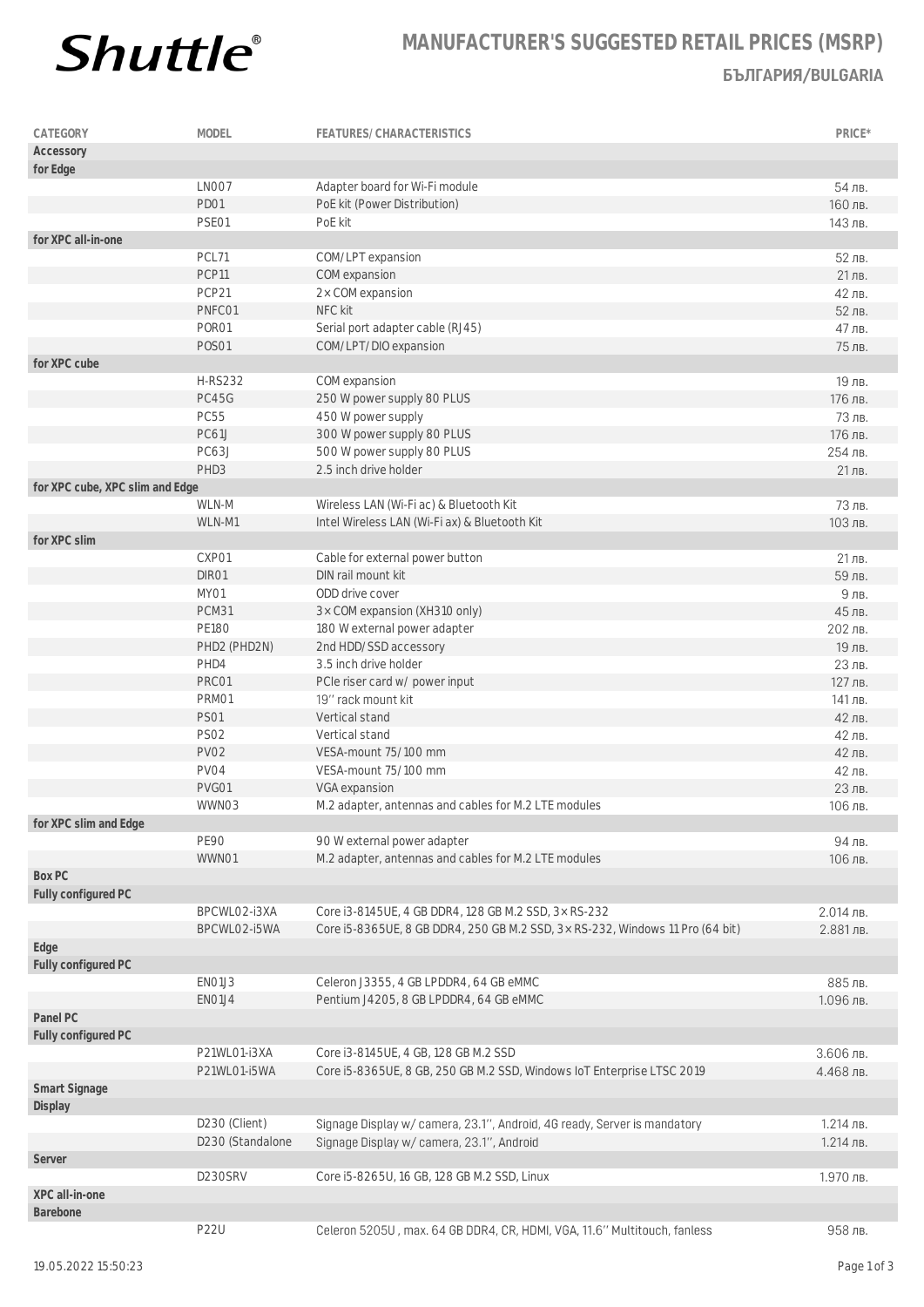**Shuttle**®

# MANUFACTURER'S SUGGESTED RETAIL PRICES (MSRP)

## БЪЛГАРИЯ/BULGARIA

| CATEGORY | MODEL | FEATURES/ CHARACTERISTICS | PRICE* |
|---|---|---|---|
| **Accessory** | | | |
| **for Edge** | | | |
| | LN007 | Adapter board for Wi-Fi module | 54 лв. |
| | PD01 | PoE kit (Power Distribution) | 160 лв. |
| | PSE01 | PoE kit | 143 лв. |
| **for XPC all-in-one** | | | |
| | PCL71 | COM/LPT expansion | 52 лв. |
| | PCP11 | COM expansion | 21 лв. |
| | PCP21 | 2× COM expansion | 42 лв. |
| | PNFC01 | NFC kit | 52 лв. |
| | POR01 | Serial port adapter cable (RJ45) | 47 лв. |
| | POS01 | COM/LPT/DIO expansion | 75 лв. |
| **for XPC cube** | | | |
| | H-RS232 | COM expansion | 19 лв. |
| | PC45G | 250 W power supply 80 PLUS | 176 лв. |
| | PC55 | 450 W power supply | 73 лв. |
| | PC61J | 300 W power supply 80 PLUS | 176 лв. |
| | PC63J | 500 W power supply 80 PLUS | 254 лв. |
| | PHD3 | 2.5 inch drive holder | 21 лв. |
| **for XPC cube, XPC slim and Edge** | | | |
| | WLN-M | Wireless LAN (Wi-Fi ac) & Bluetooth Kit | 73 лв. |
| | WLN-M1 | Intel Wireless LAN (Wi-Fi ax) & Bluetooth Kit | 103 лв. |
| **for XPC slim** | | | |
| | CXP01 | Cable for external power button | 21 лв. |
| | DIR01 | DIN rail mount kit | 59 лв. |
| | MY01 | ODD drive cover | 9 лв. |
| | PCM31 | 3× COM expansion (XH310 only) | 45 лв. |
| | PE180 | 180 W external power adapter | 202 лв. |
| | PHD2 (PHD2N) | 2nd HDD/SSD accessory | 19 лв. |
| | PHD4 | 3.5 inch drive holder | 23 лв. |
| | PRC01 | PCIe riser card w/ power input | 127 лв. |
| | PRM01 | 19'' rack mount kit | 141 лв. |
| | PS01 | Vertical stand | 42 лв. |
| | PS02 | Vertical stand | 42 лв. |
| | PV02 | VESA-mount 75/100 mm | 42 лв. |
| | PV04 | VESA-mount 75/100 mm | 42 лв. |
| | PVG01 | VGA expansion | 23 лв. |
| | WWN03 | M.2 adapter, antennas and cables for M.2 LTE modules | 106 лв. |
| **for XPC slim and Edge** | | | |
| | PE90 | 90 W external power adapter | 94 лв. |
| | WWN01 | M.2 adapter, antennas and cables for M.2 LTE modules | 106 лв. |
| **Box PC** | | | |
| **Fully configured PC** | | | |
| | BPCWL02-i3XA | Core i3-8145UE, 4 GB DDR4, 128 GB M.2 SSD, 3× RS-232 | 2.014 лв. |
| | BPCWL02-i5WA | Core i5-8365UE, 8 GB DDR4, 250 GB M.2 SSD, 3× RS-232, Windows 11 Pro (64 bit) | 2.881 лв. |
| **Edge** | | | |
| **Fully configured PC** | | | |
| | EN01J3 | Celeron J3355, 4 GB LPDDR4, 64 GB eMMC | 885 лв. |
| | EN01J4 | Pentium J4205, 8 GB LPDDR4, 64 GB eMMC | 1.096 лв. |
| **Panel PC** | | | |
| **Fully configured PC** | | | |
| | P21WL01-i3XA | Core i3-8145UE, 4 GB, 128 GB M.2 SSD | 3.606 лв. |
| | P21WL01-i5WA | Core i5-8365UE, 8 GB, 250 GB M.2 SSD, Windows IoT Enterprise LTSC 2019 | 4.468 лв. |
| **Smart Signage** | | | |
| **Display** | | | |
| | D230 (Client) | Signage Display w/ camera, 23.1'', Android, 4G ready, Server is mandatory | 1.214 лв. |
| | D230 (Standalone | Signage Display w/ camera, 23.1'', Android | 1.214 лв. |
| **Server** | | | |
| | D230SRV | Core i5-8265U, 16 GB, 128 GB M.2 SSD, Linux | 1.970 лв. |
| **XPC all-in-one** | | | |
| **Barebone** | | | |
| | P22U | Celeron 5205U , max. 64 GB DDR4, CR, HDMI, VGA, 11.6'' Multitouch, fanless | 958 лв. |

19.05.2022 15:50:23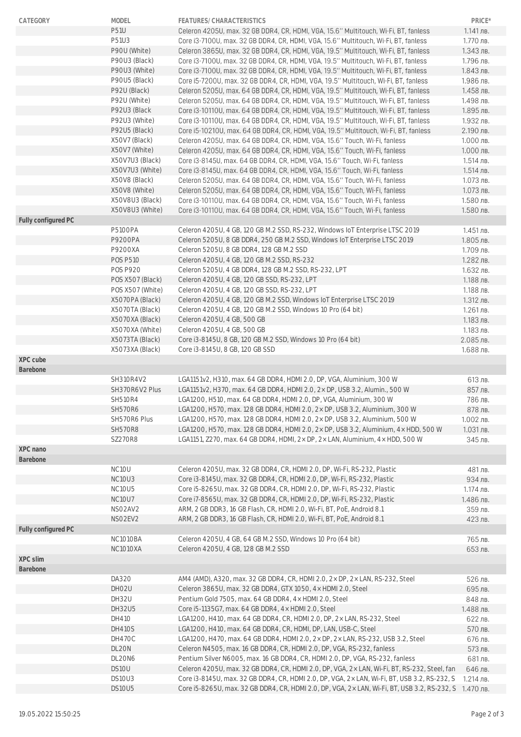| CATEGORY | MODEL | FEATURES/ CHARACTERISTICS | PRICE* |
|---|---|---|---|
| | P51U | Celeron 4205U, max. 32 GB DDR4, CR, HDMI, VGA, 15.6'' Multitouch, Wi-Fi, BT, fanless | 1.141 лв. |
| | P51U3 | Core i3-7100U, max. 32 GB DDR4, CR, HDMI, VGA, 15.6'' Multitouch, Wi-Fi, BT, fanless | 1.770 лв. |
| | P90U (White) | Celeron 3865U, max. 32 GB DDR4, CR, HDMI, VGA, 19.5'' Multitouch, Wi-Fi, BT, fanless | 1.343 лв. |
| | P90U3 (Black) | Core i3-7100U, max. 32 GB DDR4, CR, HDMI, VGA, 19.5'' Multitouch, Wi-Fi, BT, fanless | 1.796 лв. |
| | P90U3 (White) | Core i3-7100U, max. 32 GB DDR4, CR, HDMI, VGA, 19.5'' Multitouch, Wi-Fi, BT, fanless | 1.843 лв. |
| | P90U5 (Black) | Core i5-7200U, max. 32 GB DDR4, CR, HDMI, VGA, 19.5'' Multitouch, Wi-Fi, BT, fanless | 1.986 лв. |
| | P92U (Black) | Celeron 5205U, max. 64 GB DDR4, CR, HDMI, VGA, 19.5'' Multitouch, Wi-Fi, BT, fanless | 1.458 лв. |
| | P92U (White) | Celeron 5205U, max. 64 GB DDR4, CR, HDMI, VGA, 19.5'' Multitouch, Wi-Fi, BT, fanless | 1.498 лв. |
| | P92U3 (Black | Core i3-10110U, max. 64 GB DDR4, CR, HDMI, VGA, 19.5'' Multitouch, Wi-Fi, BT, fanless | 1.895 лв. |
| | P92U3 (White) | Core i3-10110U, max. 64 GB DDR4, CR, HDMI, VGA, 19.5'' Multitouch, Wi-Fi, BT, fanless | 1.932 лв. |
| | P92U5 (Black) | Core i5-10210U, max. 64 GB DDR4, CR, HDMI, VGA, 19.5'' Multitouch, Wi-Fi, BT, fanless | 2.190 лв. |
| | X50V7 (Black) | Celeron 4205U, max. 64 GB DDR4, CR, HDMI, VGA, 15.6'' Touch, Wi-Fi, fanless | 1.000 лв. |
| | X50V7 (White) | Celeron 4205U, max. 64 GB DDR4, CR, HDMI, VGA, 15.6'' Touch, Wi-Fi, fanless | 1.000 лв. |
| | X50V7U3 (Black) | Core i3-8145U, max. 64 GB DDR4, CR, HDMI, VGA, 15.6'' Touch, Wi-Fi, fanless | 1.514 лв. |
| | X50V7U3 (White) | Core i3-8145U, max. 64 GB DDR4, CR, HDMI, VGA, 15.6'' Touch, Wi-Fi, fanless | 1.514 лв. |
| | X50V8 (Black) | Celeron 5205U, max. 64 GB DDR4, CR, HDMI, VGA, 15.6'' Touch, Wi-Fi, fanless | 1.073 лв. |
| | X50V8 (White) | Celeron 5205U, max. 64 GB DDR4, CR, HDMI, VGA, 15.6'' Touch, Wi-Fi, fanless | 1.073 лв. |
| | X50V8U3 (Black) | Core i3-10110U, max. 64 GB DDR4, CR, HDMI, VGA, 15.6'' Touch, Wi-Fi, fanless | 1.580 лв. |
| | X50V8U3 (White) | Core i3-10110U, max. 64 GB DDR4, CR, HDMI, VGA, 15.6'' Touch, Wi-Fi, fanless | 1.580 лв. |
| **Fully configured PC** | | | |
| | P5100PA | Celeron 4205U, 4 GB, 120 GB M.2 SSD, RS-232, Windows IoT Enterprise LTSC 2019 | 1.451 лв. |
| | P9200PA | Celeron 5205U, 8 GB DDR4, 250 GB M.2 SSD, Windows IoT Enterprise LTSC 2019 | 1.805 лв. |
| | P9200XA | Celeron 5205U, 8 GB DDR4, 128 GB M.2 SSD | 1.709 лв. |
| | POS P510 | Celeron 4205U, 4 GB, 120 GB M.2 SSD, RS-232 | 1.282 лв. |
| | POS P920 | Celeron 5205U, 4 GB DDR4, 128 GB M.2 SSD, RS-232, LPT | 1.632 лв. |
| | POS X507 (Black) | Celeron 4205U, 4 GB, 120 GB SSD, RS-232, LPT | 1.188 лв. |
| | POS X507 (White) | Celeron 4205U, 4 GB, 120 GB SSD, RS-232, LPT | 1.188 лв. |
| | X5070PA (Black) | Celeron 4205U, 4 GB, 120 GB M.2 SSD, Windows IoT Enterprise LTSC 2019 | 1.312 лв. |
| | X5070TA (Black) | Celeron 4205U, 4 GB, 120 GB M.2 SSD, Windows 10 Pro (64 bit) | 1.261 лв. |
| | X5070XA (Black) | Celeron 4205U, 4 GB, 500 GB | 1.183 лв. |
| | X5070XA (White) | Celeron 4205U, 4 GB, 500 GB | 1.183 лв. |
| | X5073TA (Black) | Core i3-8145U, 8 GB, 120 GB M.2 SSD, Windows 10 Pro (64 bit) | 2.085 лв. |
| | X5073XA (Black) | Core i3-8145U, 8 GB, 120 GB SSD | 1.688 лв. |
| **XPC cube** | | | |
| **Barebone** | | | |
| | SH310R4V2 | LGA1151v2, H310, max. 64 GB DDR4, HDMI 2.0, DP, VGA, Aluminium, 300 W | 613 лв. |
| | SH370R6V2 Plus | LGA1151v2, H370, max. 64 GB DDR4, HDMI 2.0, 2× DP, USB 3.2, Alumin., 500 W | 857 лв. |
| | SH510R4 | LGA1200, H510, max. 64 GB DDR4, HDMI 2.0, DP, VGA, Aluminium, 300 W | 786 лв. |
| | SH570R6 | LGA1200, H570, max. 128 GB DDR4, HDMI 2.0, 2× DP, USB 3.2, Aluminium, 300 W | 878 лв. |
| | SH570R6 Plus | LGA1200, H570, max. 128 GB DDR4, HDMI 2.0, 2× DP, USB 3.2, Aluminium, 500 W | 1.002 лв. |
| | SH570R8 | LGA1200, H570, max. 128 GB DDR4, HDMI 2.0, 2× DP, USB 3.2, Aluminium, 4× HDD, 500 W | 1.031 лв. |
| | SZ270R8 | LGA1151, Z270, max. 64 GB DDR4, HDMI, 2× DP, 2× LAN, Aluminium, 4× HDD, 500 W | 345 лв. |
| **XPC nano** | | | |
| **Barebone** | | | |
| | NC10U | Celeron 4205U, max. 32 GB DDR4, CR, HDMI 2.0, DP, Wi-Fi, RS-232, Plastic | 481 лв. |
| | NC10U3 | Core i3-8145U, max. 32 GB DDR4, CR, HDMI 2.0, DP, Wi-Fi, RS-232, Plastic | 934 лв. |
| | NC10U5 | Core i5-8265U, max. 32 GB DDR4, CR, HDMI 2.0, DP, Wi-Fi, RS-232, Plastic | 1.174 лв. |
| | NC10U7 | Core i7-8565U, max. 32 GB DDR4, CR, HDMI 2.0, DP, Wi-Fi, RS-232, Plastic | 1.486 лв. |
| | NS02AV2 | ARM, 2 GB DDR3, 16 GB Flash, CR, HDMI 2.0, Wi-Fi, BT, PoE, Android 8.1 | 359 лв. |
| | NS02EV2 | ARM, 2 GB DDR3, 16 GB Flash, CR, HDMI 2.0, Wi-Fi, BT, PoE, Android 8.1 | 423 лв. |
| **Fully configured PC** | | | |
| | NC1010BA | Celeron 4205U, 4 GB, 64 GB M.2 SSD, Windows 10 Pro (64 bit) | 765 лв. |
| | NC1010XA | Celeron 4205U, 4 GB, 128 GB M.2 SSD | 653 лв. |
| **XPC slim** | | | |
| **Barebone** | | | |
| | DA320 | AM4 (AMD), A320, max. 32 GB DDR4, CR, HDMI 2.0, 2× DP, 2× LAN, RS-232, Steel | 526 лв. |
| | DH02U | Celeron 3865U, max. 32 GB DDR4, GTX 1050, 4× HDMI 2.0, Steel | 695 лв. |
| | DH32U | Pentium Gold 7505, max. 64 GB DDR4, 4× HDMI 2.0, Steel | 848 лв. |
| | DH32U5 | Core i5-1135G7, max. 64 GB DDR4, 4× HDMI 2.0, Steel | 1.488 лв. |
| | DH410 | LGA1200, H410, max. 64 GB DDR4, CR, HDMI 2.0, DP, 2× LAN, RS-232, Steel | 622 лв. |
| | DH410S | LGA1200, H410, max. 64 GB DDR4, CR, HDMI, DP, LAN, USB-C, Steel | 570 лв. |
| | DH470C | LGA1200, H470, max. 64 GB DDR4, HDMI 2.0, 2× DP, 2× LAN, RS-232, USB 3.2, Steel | 676 лв. |
| | DL20N | Celeron N4505, max. 16 GB DDR4, CR, HDMI 2.0, DP, VGA, RS-232, fanless | 573 лв. |
| | DL20N6 | Pentium Silver N6005, max. 16 GB DDR4, CR, HDMI 2.0, DP, VGA, RS-232, fanless | 681 лв. |
| | DS10U | Celeron 4205U, max. 32 GB DDR4, CR, HDMI 2.0, DP, VGA, 2× LAN, Wi-Fi, BT, RS-232, Steel, fan | 646 лв. |
| | DS10U3 | Core i3-8145U, max. 32 GB DDR4, CR, HDMI 2.0, DP, VGA, 2× LAN, Wi-Fi, BT, USB 3.2, RS-232, S | 1.214 лв. |
| | DS10U5 | Core i5-8265U, max. 32 GB DDR4, CR, HDMI 2.0, DP, VGA, 2× LAN, Wi-Fi, BT, USB 3.2, RS-232, S | 1.470 лв. |

19.05.2022 15:50:25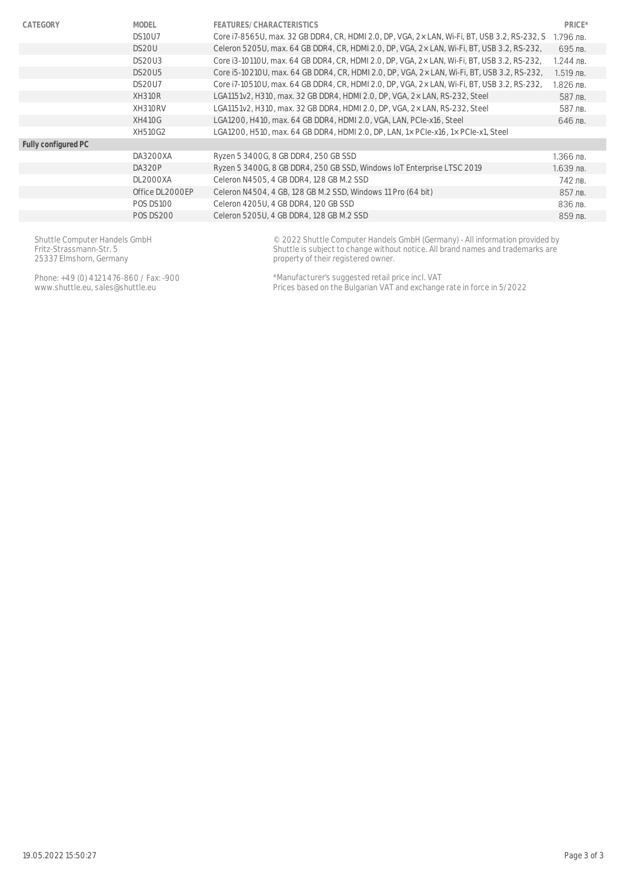| CATEGORY | MODEL | FEATURES/CHARACTERISTICS | PRICE* |
|---|---|---|---|
| | DS10U7 | Core i7-8565U, max. 32 GB DDR4, CR, HDMI 2.0, DP, VGA, 2× LAN, Wi-Fi, BT, USB 3.2, RS-232, S | 1.796 лв. |
| | DS20U | Celeron 5205U, max. 64 GB DDR4, CR, HDMI 2.0, DP, VGA, 2× LAN, Wi-Fi, BT, USB 3.2, RS-232, | 695 лв. |
| | DS20U3 | Core i3-10110U, max. 64 GB DDR4, CR, HDMI 2.0, DP, VGA, 2× LAN, Wi-Fi, BT, USB 3.2, RS-232, | 1.244 лв. |
| | DS20U5 | Core i5-10210U, max. 64 GB DDR4, CR, HDMI 2.0, DP, VGA, 2× LAN, Wi-Fi, BT, USB 3.2, RS-232, | 1.519 лв. |
| | DS20U7 | Core i7-10510U, max. 64 GB DDR4, CR, HDMI 2.0, DP, VGA, 2× LAN, Wi-Fi, BT, USB 3.2, RS-232, | 1.826 лв. |
| | XH310R | LGA1151v2, H310, max. 32 GB DDR4, HDMI 2.0, DP, VGA, 2× LAN, RS-232, Steel | 587 лв. |
| | XH310RV | LGA1151v2, H310, max. 32 GB DDR4, HDMI 2.0, DP, VGA, 2× LAN, RS-232, Steel | 587 лв. |
| | XH410G | LGA1200, H410, max. 64 GB DDR4, HDMI 2.0, VGA, LAN, PCIe-x16, Steel | 646 лв. |
| | XH510G2 | LGA1200, H510, max. 64 GB DDR4, HDMI 2.0, DP, LAN, 1× PCIe-x16, 1× PCIe-x1, Steel | |
| **Fully configured PC** | | | |
| | DA3200XA | Ryzen 5 3400G, 8 GB DDR4, 250 GB SSD | 1.366 лв. |
| | DA320P | Ryzen 5 3400G, 8 GB DDR4, 250 GB SSD, Windows IoT Enterprise LTSC 2019 | 1.639 лв. |
| | DL2000XA | Celeron N4505, 4 GB DDR4, 128 GB M.2 SSD | 742 лв. |
| | Office DL2000EP | Celeron N4504, 4 GB, 128 GB M.2 SSD, Windows 11 Pro (64 bit) | 857 лв. |
| | POS DS100 | Celeron 4205U, 4 GB DDR4, 120 GB SSD | 836 лв. |
| | POS DS200 | Celeron 5205U, 4 GB DDR4, 128 GB M.2 SSD | 859 лв. |

Shuttle Computer Handels GmbH
Fritz-Strassmann-Str. 5
25337 Elmshorn, Germany

Phone: +49 (0) 4121 476-860 / Fax: -900
www.shuttle.eu, sales@shuttle.eu

© 2022 Shuttle Computer Handels GmbH (Germany) - All information provided by Shuttle is subject to change without notice. All brand names and trademarks are property of their registered owner.

*Manufacturer's suggested retail price incl. VAT
Prices based on the Bulgarian VAT and exchange rate in force in 5/2022

19.05.2022 15:50:27